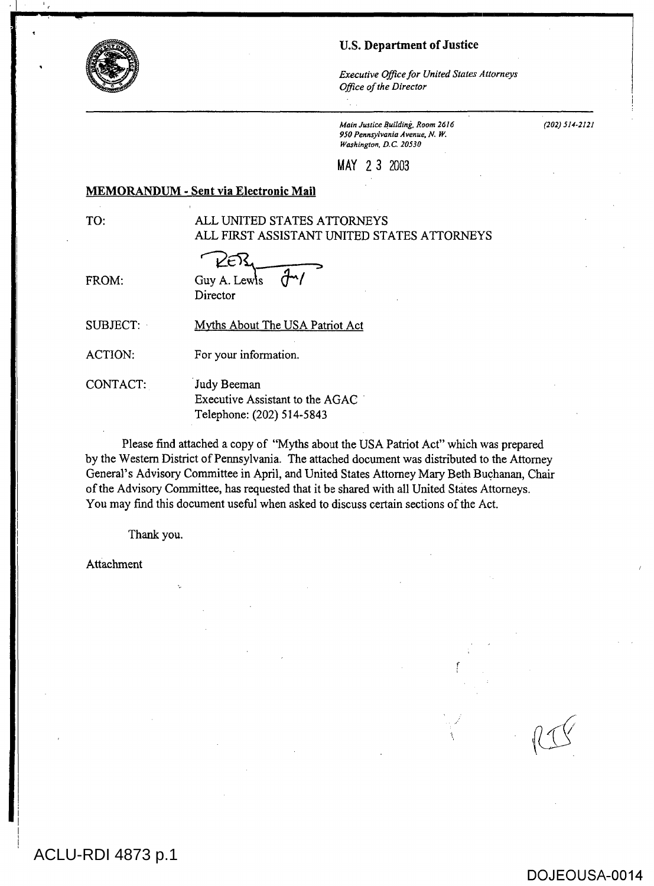**U.S. Department of Justice**

*Executive Office for United States Attorneys*
*Office of the Director*

*Main Justice Building, Room 2616*
*950 Pennsylvania Avenue, N. W.*
*Washington, D.C. 20530*

*(202) 514-2121*

MAY 23 2003

**MEMORANDUM - Sent via Electronic Mail**

TO: ALL UNITED STATES ATTORNEYS
ALL FIRST ASSISTANT UNITED STATES ATTORNEYS

FROM: Guy A. Lewis
Director

SUBJECT: Myths About The USA Patriot Act

ACTION: For your information.

CONTACT: Judy Beeman
Executive Assistant to the AGAC
Telephone: (202) 514-5843

Please find attached a copy of "Myths about the USA Patriot Act" which was prepared by the Western District of Pennsylvania. The attached document was distributed to the Attorney General's Advisory Committee in April, and United States Attorney Mary Beth Buchanan, Chair of the Advisory Committee, has requested that it be shared with all United States Attorneys. You may find this document useful when asked to discuss certain sections of the Act.

Thank you.

Attachment

ACLU-RDI 4873 p.1

DOJEOUSA-0014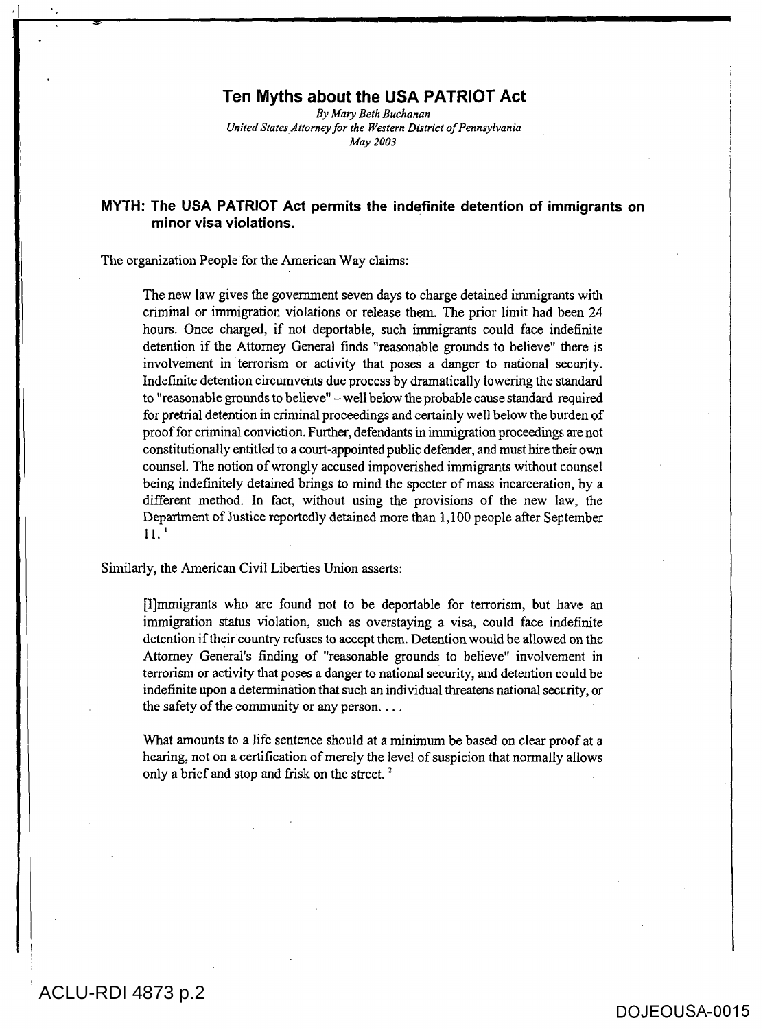# Ten Myths about the USA PATRIOT Act

*By Mary Beth Buchanan*
*United States Attorney for the Western District of Pennsylvania*
*May 2003*

## MYTH: The USA PATRIOT Act permits the indefinite detention of immigrants on minor visa violations.

The organization People for the American Way claims:

> The new law gives the government seven days to charge detained immigrants with criminal or immigration violations or release them. The prior limit had been 24 hours. Once charged, if not deportable, such immigrants could face indefinite detention if the Attorney General finds "reasonable grounds to believe" there is involvement in terrorism or activity that poses a danger to national security. Indefinite detention circumvents due process by dramatically lowering the standard to "reasonable grounds to believe" – well below the probable cause standard required for pretrial detention in criminal proceedings and certainly well below the burden of proof for criminal conviction. Further, defendants in immigration proceedings are not constitutionally entitled to a court-appointed public defender, and must hire their own counsel. The notion of wrongly accused impoverished immigrants without counsel being indefinitely detained brings to mind the specter of mass incarceration, by a different method. In fact, without using the provisions of the new law, the Department of Justice reportedly detained more than 1,100 people after September 11.[1]

Similarly, the American Civil Liberties Union asserts:

> [I]mmigrants who are found not to be deportable for terrorism, but have an immigration status violation, such as overstaying a visa, could face indefinite detention if their country refuses to accept them. Detention would be allowed on the Attorney General's finding of "reasonable grounds to believe" involvement in terrorism or activity that poses a danger to national security, and detention could be indefinite upon a determination that such an individual threatens national security, or the safety of the community or any person. . . .
>
> What amounts to a life sentence should at a minimum be based on clear proof at a hearing, not on a certification of merely the level of suspicion that normally allows only a brief and stop and frisk on the street.[2]

ACLU-RDI 4873 p.2

DOJEOUSA-0015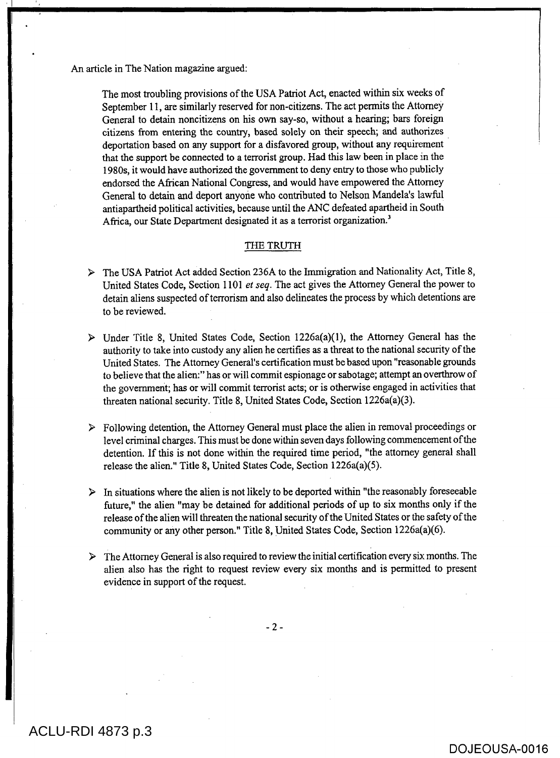An article in The Nation magazine argued:

> The most troubling provisions of the USA Patriot Act, enacted within six weeks of September 11, are similarly reserved for non-citizens. The act permits the Attorney General to detain noncitizens on his own say-so, without a hearing; bars foreign citizens from entering the country, based solely on their speech; and authorizes deportation based on any support for a disfavored group, without any requirement that the support be connected to a terrorist group. Had this law been in place in the 1980s, it would have authorized the government to deny entry to those who publicly endorsed the African National Congress, and would have empowered the Attorney General to detain and deport anyone who contributed to Nelson Mandela's lawful antiapartheid political activities, because until the ANC defeated apartheid in South Africa, our State Department designated it as a terrorist organization.[3]

## THE TRUTH

- The USA Patriot Act added Section 236A to the Immigration and Nationality Act, Title 8, United States Code, Section 1101 *et seq*. The act gives the Attorney General the power to detain aliens suspected of terrorism and also delineates the process by which detentions are to be reviewed.

- Under Title 8, United States Code, Section 1226a(a)(1), the Attorney General has the authority to take into custody any alien he certifies as a threat to the national security of the United States. The Attorney General's certification must be based upon "reasonable grounds to believe that the alien:" has or will commit espionage or sabotage; attempt an overthrow of the government; has or will commit terrorist acts; or is otherwise engaged in activities that threaten national security. Title 8, United States Code, Section 1226a(a)(3).

- Following detention, the Attorney General must place the alien in removal proceedings or level criminal charges. This must be done within seven days following commencement of the detention. If this is not done within the required time period, "the attorney general shall release the alien." Title 8, United States Code, Section 1226a(a)(5).

- In situations where the alien is not likely to be deported within "the reasonably foreseeable future," the alien "may be detained for additional periods of up to six months only if the release of the alien will threaten the national security of the United States or the safety of the community or any other person." Title 8, United States Code, Section 1226a(a)(6).

- The Attorney General is also required to review the initial certification every six months. The alien also has the right to request review every six months and is permitted to present evidence in support of the request.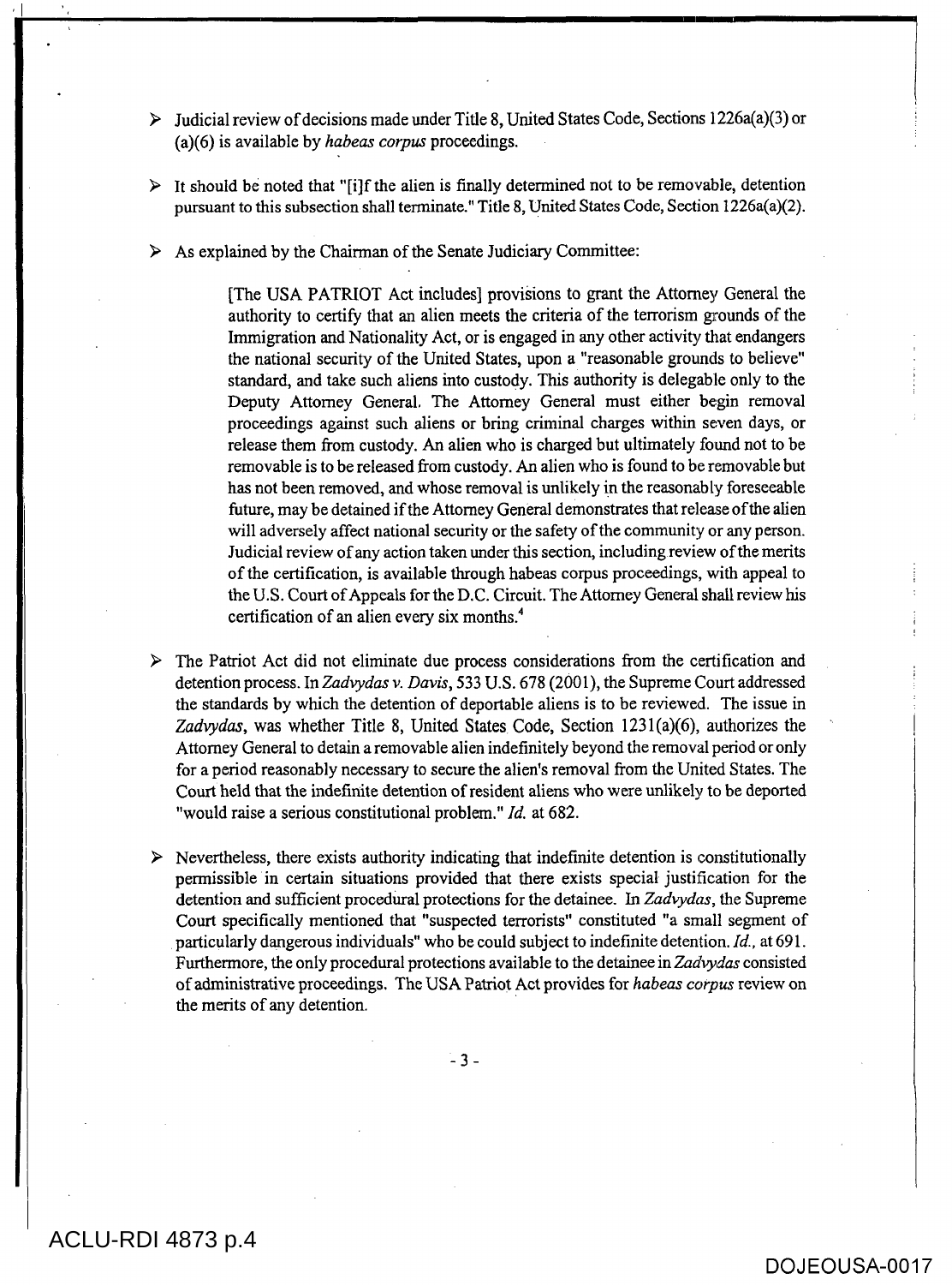- Judicial review of decisions made under Title 8, United States Code, Sections 1226a(a)(3) or (a)(6) is available by *habeas corpus* proceedings.

- It should be noted that "[i]f the alien is finally determined not to be removable, detention pursuant to this subsection shall terminate." Title 8, United States Code, Section 1226a(a)(2).

- As explained by the Chairman of the Senate Judiciary Committee:

> [The USA PATRIOT Act includes] provisions to grant the Attorney General the authority to certify that an alien meets the criteria of the terrorism grounds of the Immigration and Nationality Act, or is engaged in any other activity that endangers the national security of the United States, upon a "reasonable grounds to believe" standard, and take such aliens into custody. This authority is delegable only to the Deputy Attorney General. The Attorney General must either begin removal proceedings against such aliens or bring criminal charges within seven days, or release them from custody. An alien who is charged but ultimately found not to be removable is to be released from custody. An alien who is found to be removable but has not been removed, and whose removal is unlikely in the reasonably foreseeable future, may be detained if the Attorney General demonstrates that release of the alien will adversely affect national security or the safety of the community or any person. Judicial review of any action taken under this section, including review of the merits of the certification, is available through habeas corpus proceedings, with appeal to the U.S. Court of Appeals for the D.C. Circuit. The Attorney General shall review his certification of an alien every six months.[4]

- The Patriot Act did not eliminate due process considerations from the certification and detention process. In *Zadvydas v. Davis*, 533 U.S. 678 (2001), the Supreme Court addressed the standards by which the detention of deportable aliens is to be reviewed. The issue in *Zadvydas*, was whether Title 8, United States Code, Section 1231(a)(6), authorizes the Attorney General to detain a removable alien indefinitely beyond the removal period or only for a period reasonably necessary to secure the alien's removal from the United States. The Court held that the indefinite detention of resident aliens who were unlikely to be deported "would raise a serious constitutional problem." *Id.* at 682.

- Nevertheless, there exists authority indicating that indefinite detention is constitutionally permissible in certain situations provided that there exists special justification for the detention and sufficient procedural protections for the detainee. In *Zadvydas*, the Supreme Court specifically mentioned that "suspected terrorists" constituted "a small segment of particularly dangerous individuals" who be could subject to indefinite detention. *Id.*, at 691. Furthermore, the only procedural protections available to the detainee in *Zadvydas* consisted of administrative proceedings. The USA Patriot Act provides for *habeas corpus* review on the merits of any detention.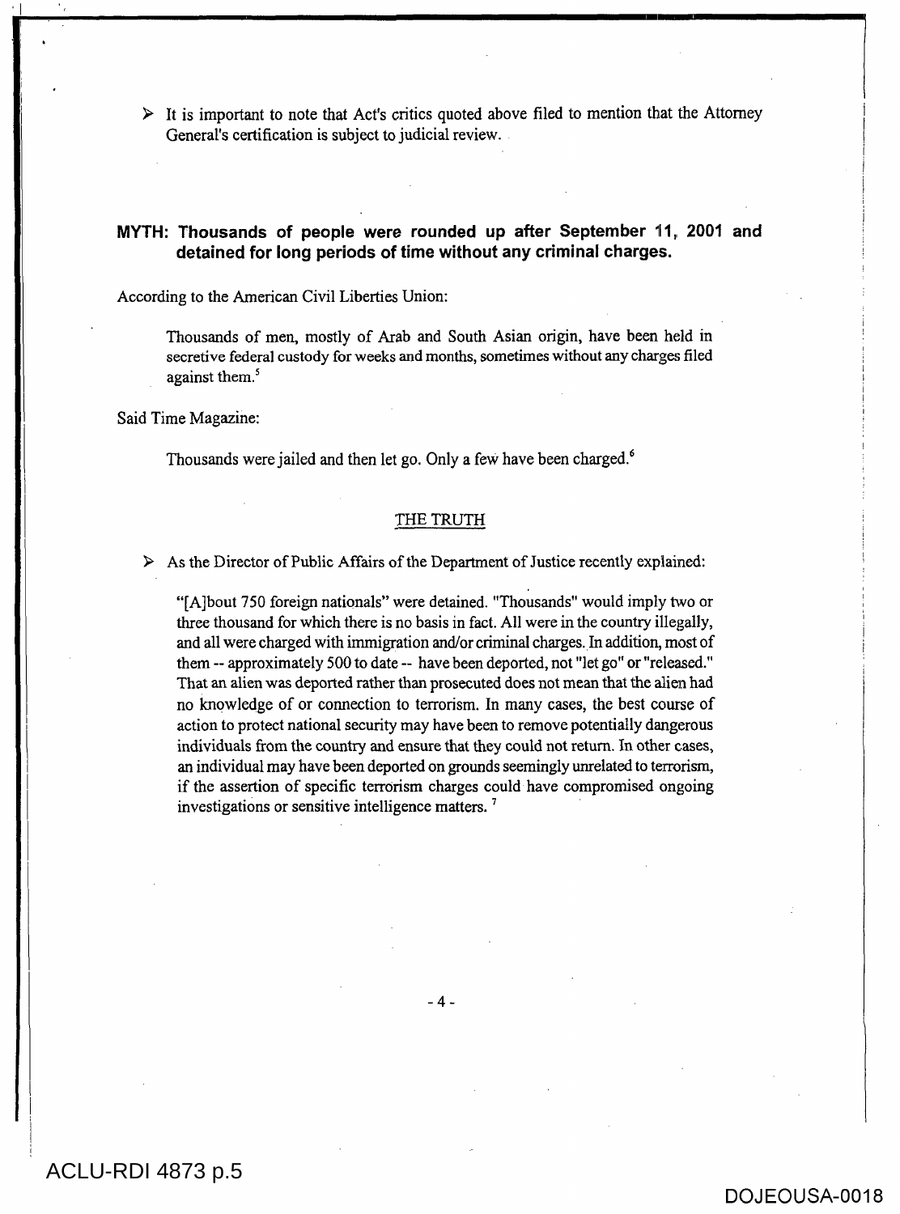- It is important to note that Act's critics quoted above filed to mention that the Attorney General's certification is subject to judicial review.

## MYTH: Thousands of people were rounded up after September 11, 2001 and detained for long periods of time without any criminal charges.

According to the American Civil Liberties Union:

> Thousands of men, mostly of Arab and South Asian origin, have been held in secretive federal custody for weeks and months, sometimes without any charges filed against them.[5]

Said Time Magazine:

> Thousands were jailed and then let go. Only a few have been charged.[6]

### THE TRUTH

- As the Director of Public Affairs of the Department of Justice recently explained:

> "[A]bout 750 foreign nationals" were detained. "Thousands" would imply two or three thousand for which there is no basis in fact. All were in the country illegally, and all were charged with immigration and/or criminal charges. In addition, most of them -- approximately 500 to date -- have been deported, not "let go" or "released." That an alien was deported rather than prosecuted does not mean that the alien had no knowledge of or connection to terrorism. In many cases, the best course of action to protect national security may have been to remove potentially dangerous individuals from the country and ensure that they could not return. In other cases, an individual may have been deported on grounds seemingly unrelated to terrorism, if the assertion of specific terrorism charges could have compromised ongoing investigations or sensitive intelligence matters.[7]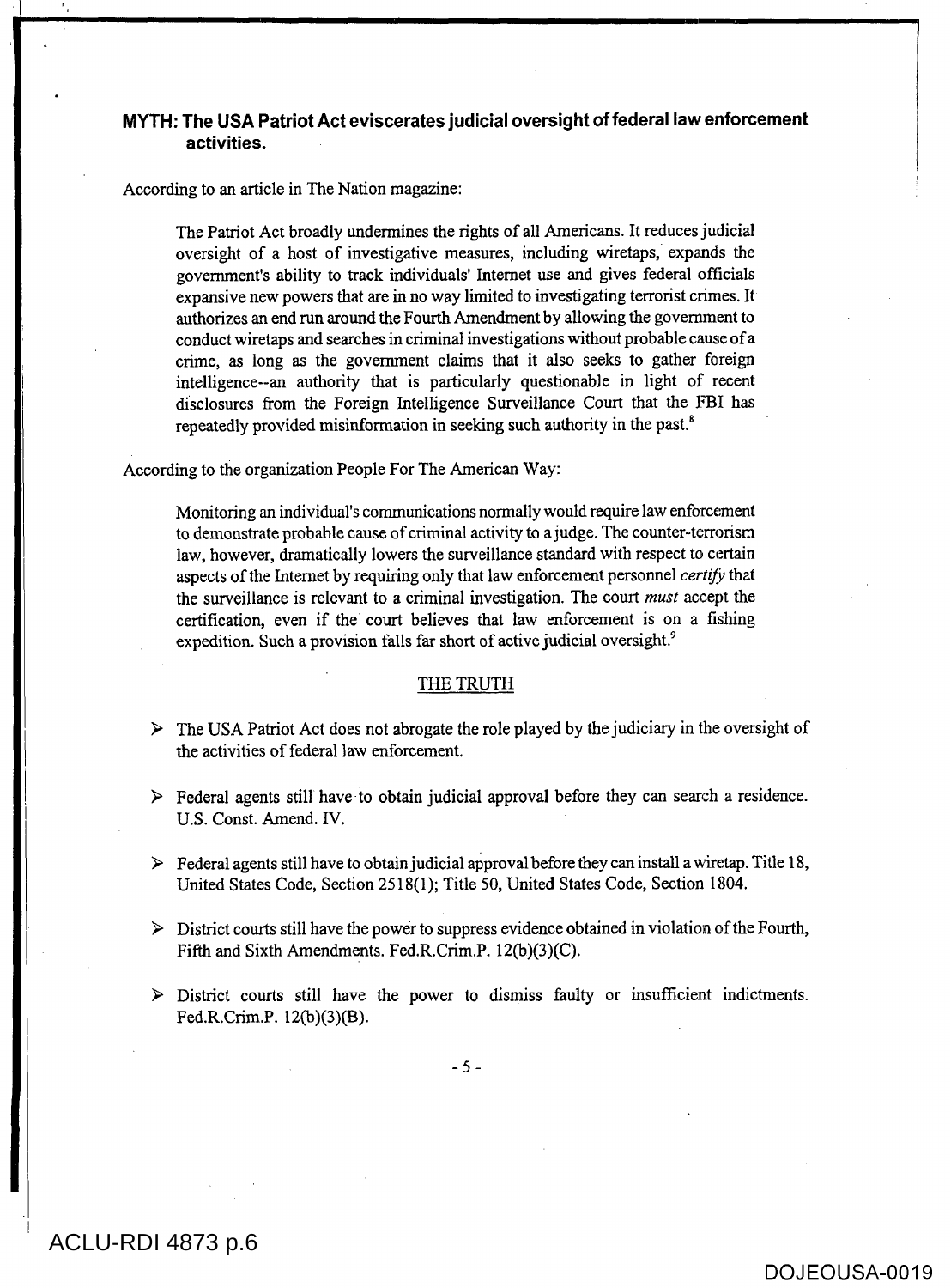## MYTH: The USA Patriot Act eviscerates judicial oversight of federal law enforcement activities.

According to an article in The Nation magazine:

> The Patriot Act broadly undermines the rights of all Americans. It reduces judicial oversight of a host of investigative measures, including wiretaps, expands the government's ability to track individuals' Internet use and gives federal officials expansive new powers that are in no way limited to investigating terrorist crimes. It authorizes an end run around the Fourth Amendment by allowing the government to conduct wiretaps and searches in criminal investigations without probable cause of a crime, as long as the government claims that it also seeks to gather foreign intelligence--an authority that is particularly questionable in light of recent disclosures from the Foreign Intelligence Surveillance Court that the FBI has repeatedly provided misinformation in seeking such authority in the past.[8]

According to the organization People For The American Way:

> Monitoring an individual's communications normally would require law enforcement to demonstrate probable cause of criminal activity to a judge. The counter-terrorism law, however, dramatically lowers the surveillance standard with respect to certain aspects of the Internet by requiring only that law enforcement personnel *certify* that the surveillance is relevant to a criminal investigation. The court *must* accept the certification, even if the court believes that law enforcement is on a fishing expedition. Such a provision falls far short of active judicial oversight.[9]

### THE TRUTH

- The USA Patriot Act does not abrogate the role played by the judiciary in the oversight of the activities of federal law enforcement.
- Federal agents still have to obtain judicial approval before they can search a residence. U.S. Const. Amend. IV.
- Federal agents still have to obtain judicial approval before they can install a wiretap. Title 18, United States Code, Section 2518(1); Title 50, United States Code, Section 1804.
- District courts still have the power to suppress evidence obtained in violation of the Fourth, Fifth and Sixth Amendments. Fed.R.Crim.P. 12(b)(3)(C).
- District courts still have the power to dismiss faulty or insufficient indictments. Fed.R.Crim.P. 12(b)(3)(B).

ACLU-RDI 4873 p.6

DOJEOUSA-0019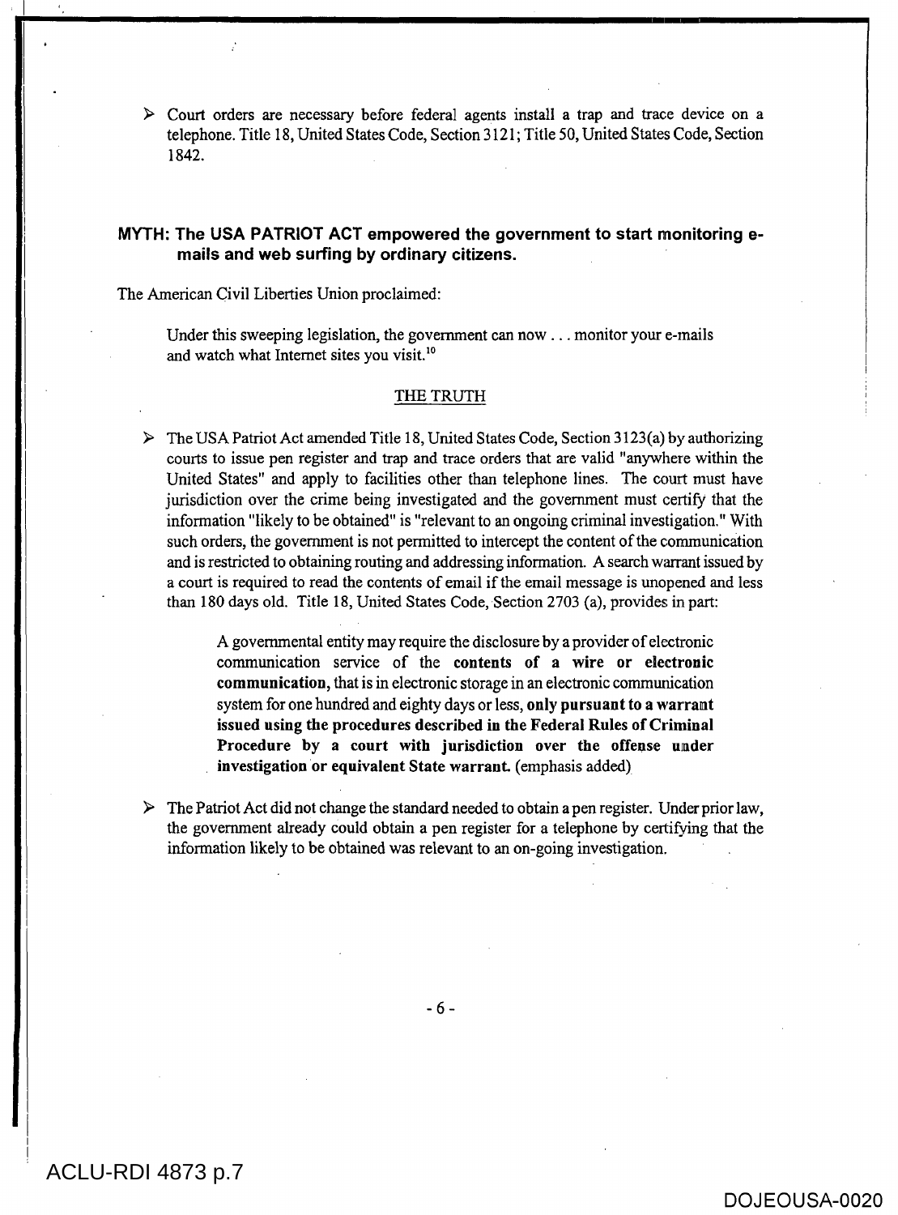- Court orders are necessary before federal agents install a trap and trace device on a telephone. Title 18, United States Code, Section 3121; Title 50, United States Code, Section 1842.

## MYTH: The USA PATRIOT ACT empowered the government to start monitoring e-mails and web surfing by ordinary citizens.

The American Civil Liberties Union proclaimed:

> Under this sweeping legislation, the government can now . . . monitor your e-mails and watch what Internet sites you visit.[10]

<u>THE TRUTH</u>

- The USA Patriot Act amended Title 18, United States Code, Section 3123(a) by authorizing courts to issue pen register and trap and trace orders that are valid "anywhere within the United States" and apply to facilities other than telephone lines. The court must have jurisdiction over the crime being investigated and the government must certify that the information "likely to be obtained" is "relevant to an ongoing criminal investigation." With such orders, the government is not permitted to intercept the content of the communication and is restricted to obtaining routing and addressing information. A search warrant issued by a court is required to read the contents of email if the email message is unopened and less than 180 days old. Title 18, United States Code, Section 2703 (a), provides in part:

> A governmental entity may require the disclosure by a provider of electronic communication service of the **contents of a wire or electronic communication,** that is in electronic storage in an electronic communication system for one hundred and eighty days or less, **only pursuant to a warrant issued using the procedures described in the Federal Rules of Criminal Procedure by a court with jurisdiction over the offense under investigation or equivalent State warrant.** (emphasis added)

- The Patriot Act did not change the standard needed to obtain a pen register. Under prior law, the government already could obtain a pen register for a telephone by certifying that the information likely to be obtained was relevant to an on-going investigation.

ACLU-RDI 4873 p.7

DOJEOUSA-0020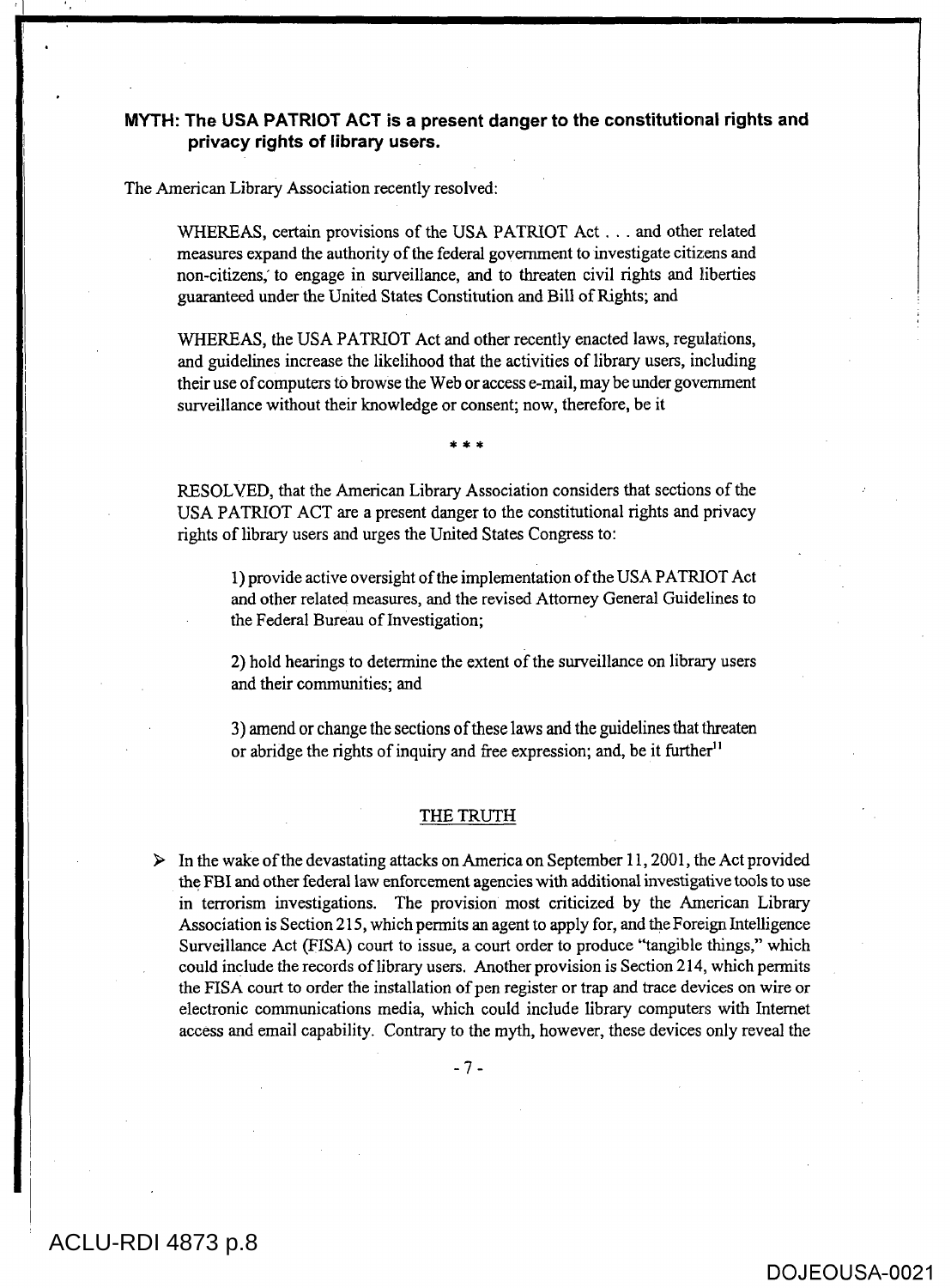**MYTH: The USA PATRIOT ACT is a present danger to the constitutional rights and privacy rights of library users.**

The American Library Association recently resolved:

> WHEREAS, certain provisions of the USA PATRIOT Act . . . and other related measures expand the authority of the federal government to investigate citizens and non-citizens, to engage in surveillance, and to threaten civil rights and liberties guaranteed under the United States Constitution and Bill of Rights; and
>
> WHEREAS, the USA PATRIOT Act and other recently enacted laws, regulations, and guidelines increase the likelihood that the activities of library users, including their use of computers to browse the Web or access e-mail, may be under government surveillance without their knowledge or consent; now, therefore, be it
>
> \* \* \*
>
> RESOLVED, that the American Library Association considers that sections of the USA PATRIOT ACT are a present danger to the constitutional rights and privacy rights of library users and urges the United States Congress to:
>
> > 1) provide active oversight of the implementation of the USA PATRIOT Act and other related measures, and the revised Attorney General Guidelines to the Federal Bureau of Investigation;
> >
> > 2) hold hearings to determine the extent of the surveillance on library users and their communities; and
> >
> > 3) amend or change the sections of these laws and the guidelines that threaten or abridge the rights of inquiry and free expression; and, be it further[11]

THE TRUTH

- In the wake of the devastating attacks on America on September 11, 2001, the Act provided the FBI and other federal law enforcement agencies with additional investigative tools to use in terrorism investigations. The provision most criticized by the American Library Association is Section 215, which permits an agent to apply for, and the Foreign Intelligence Surveillance Act (FISA) court to issue, a court order to produce "tangible things," which could include the records of library users. Another provision is Section 214, which permits the FISA court to order the installation of pen register or trap and trace devices on wire or electronic communications media, which could include library computers with Internet access and email capability. Contrary to the myth, however, these devices only reveal the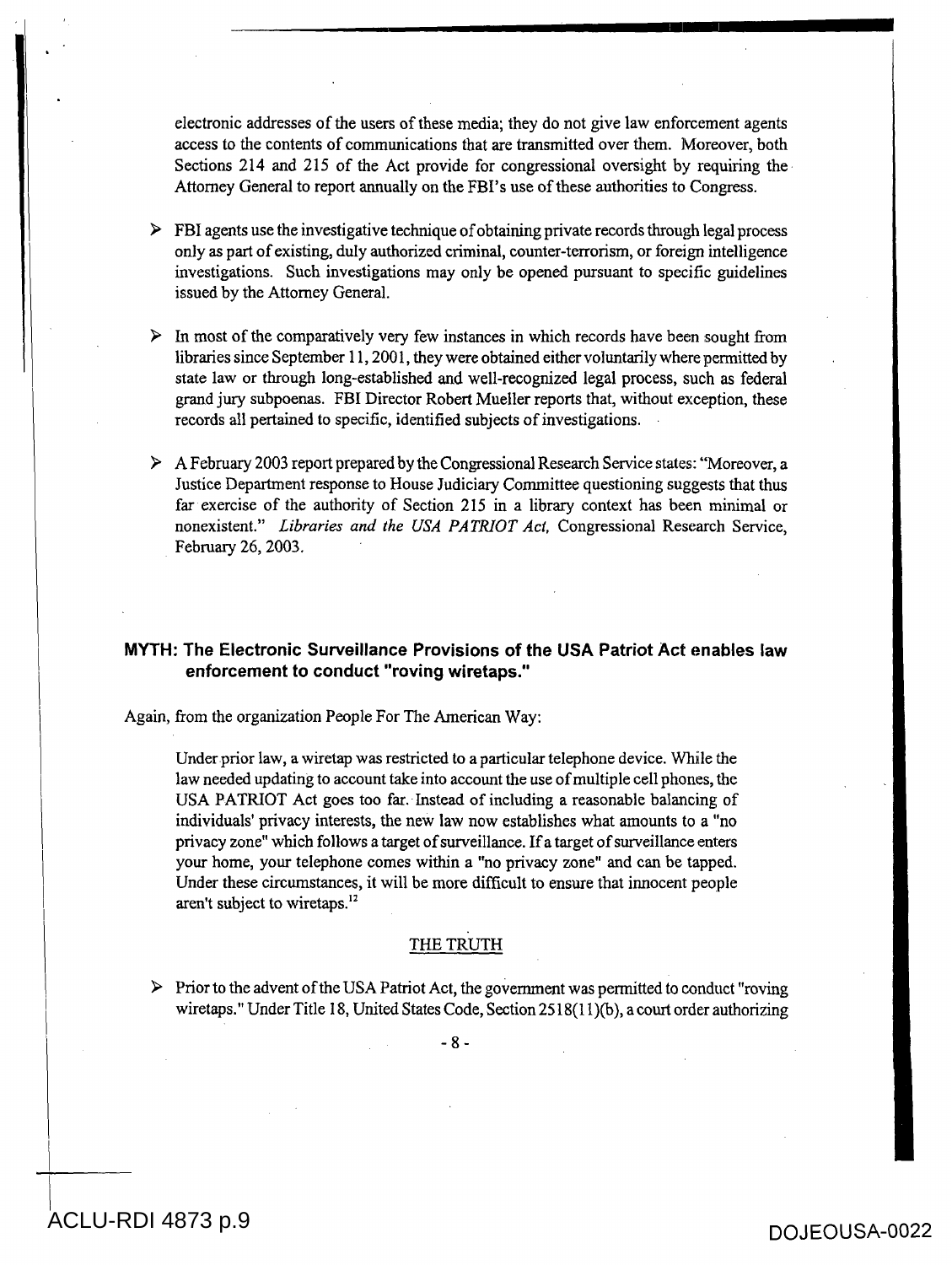electronic addresses of the users of these media; they do not give law enforcement agents access to the contents of communications that are transmitted over them. Moreover, both Sections 214 and 215 of the Act provide for congressional oversight by requiring the Attorney General to report annually on the FBI's use of these authorities to Congress.

- FBI agents use the investigative technique of obtaining private records through legal process only as part of existing, duly authorized criminal, counter-terrorism, or foreign intelligence investigations. Such investigations may only be opened pursuant to specific guidelines issued by the Attorney General.

- In most of the comparatively very few instances in which records have been sought from libraries since September 11, 2001, they were obtained either voluntarily where permitted by state law or through long-established and well-recognized legal process, such as federal grand jury subpoenas. FBI Director Robert Mueller reports that, without exception, these records all pertained to specific, identified subjects of investigations.

- A February 2003 report prepared by the Congressional Research Service states: "Moreover, a Justice Department response to House Judiciary Committee questioning suggests that thus far exercise of the authority of Section 215 in a library context has been minimal or nonexistent." *Libraries and the USA PATRIOT Act,* Congressional Research Service, February 26, 2003.

## MYTH: The Electronic Surveillance Provisions of the USA Patriot Act enables law enforcement to conduct "roving wiretaps."

Again, from the organization People For The American Way:

> Under prior law, a wiretap was restricted to a particular telephone device. While the law needed updating to account take into account the use of multiple cell phones, the USA PATRIOT Act goes too far. Instead of including a reasonable balancing of individuals' privacy interests, the new law now establishes what amounts to a "no privacy zone" which follows a target of surveillance. If a target of surveillance enters your home, your telephone comes within a "no privacy zone" and can be tapped. Under these circumstances, it will be more difficult to ensure that innocent people aren't subject to wiretaps.[12]

### THE TRUTH

- Prior to the advent of the USA Patriot Act, the government was permitted to conduct "roving wiretaps." Under Title 18, United States Code, Section 2518(11)(b), a court order authorizing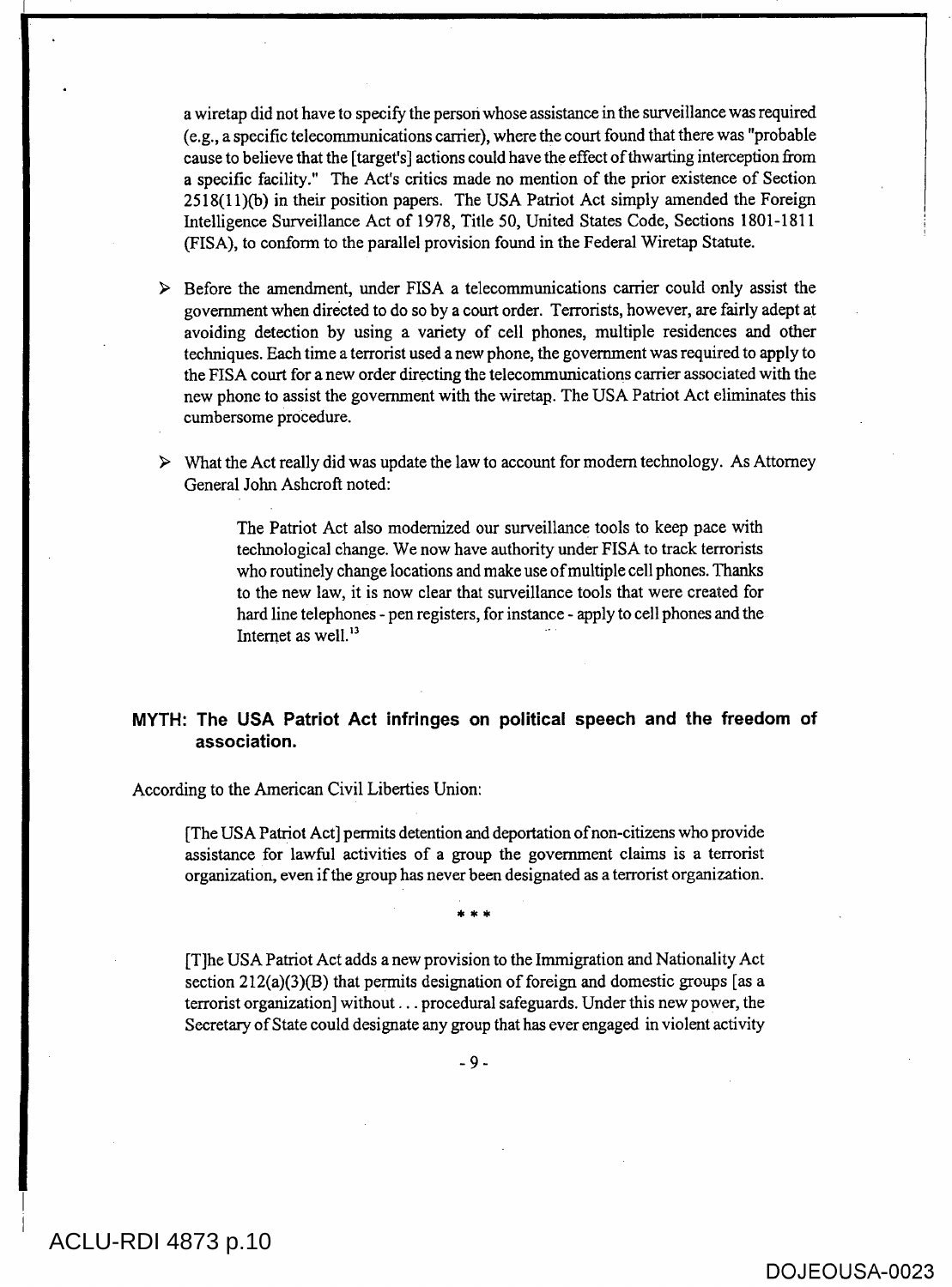a wiretap did not have to specify the person whose assistance in the surveillance was required (e.g., a specific telecommunications carrier), where the court found that there was "probable cause to believe that the [target's] actions could have the effect of thwarting interception from a specific facility." The Act's critics made no mention of the prior existence of Section 2518(11)(b) in their position papers. The USA Patriot Act simply amended the Foreign Intelligence Surveillance Act of 1978, Title 50, United States Code, Sections 1801-1811 (FISA), to conform to the parallel provision found in the Federal Wiretap Statute.

- Before the amendment, under FISA a telecommunications carrier could only assist the government when directed to do so by a court order. Terrorists, however, are fairly adept at avoiding detection by using a variety of cell phones, multiple residences and other techniques. Each time a terrorist used a new phone, the government was required to apply to the FISA court for a new order directing the telecommunications carrier associated with the new phone to assist the government with the wiretap. The USA Patriot Act eliminates this cumbersome procedure.

- What the Act really did was update the law to account for modern technology. As Attorney General John Ashcroft noted:

> The Patriot Act also modernized our surveillance tools to keep pace with technological change. We now have authority under FISA to track terrorists who routinely change locations and make use of multiple cell phones. Thanks to the new law, it is now clear that surveillance tools that were created for hard line telephones - pen registers, for instance - apply to cell phones and the Internet as well.[13]

## MYTH: The USA Patriot Act infringes on political speech and the freedom of association.

According to the American Civil Liberties Union:

> [The USA Patriot Act] permits detention and deportation of non-citizens who provide assistance for lawful activities of a group the government claims is a terrorist organization, even if the group has never been designated as a terrorist organization.
>
> \* \* \*
>
> [T]he USA Patriot Act adds a new provision to the Immigration and Nationality Act section 212(a)(3)(B) that permits designation of foreign and domestic groups [as a terrorist organization] without . . . procedural safeguards. Under this new power, the Secretary of State could designate any group that has ever engaged in violent activity

ACLU-RDI 4873 p.10

DOJEOUSA-0023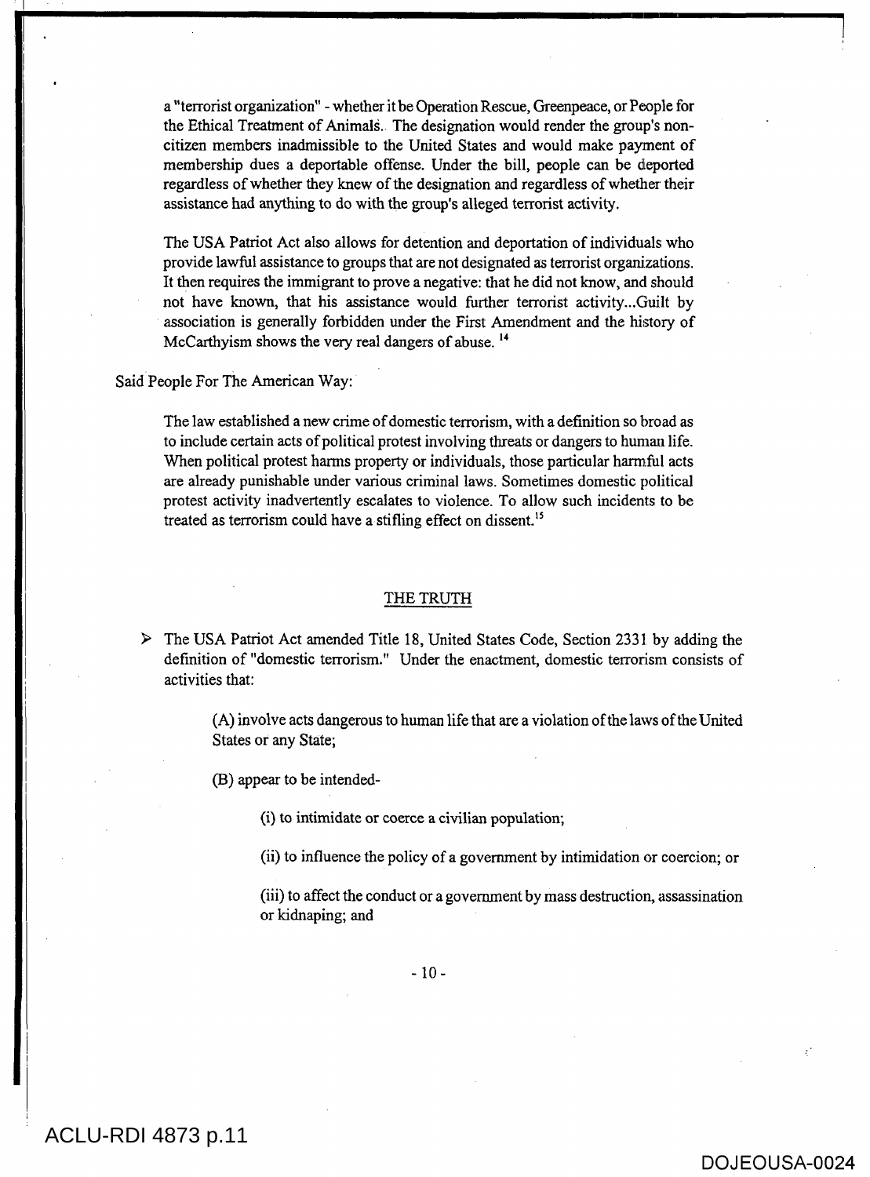> a "terrorist organization" - whether it be Operation Rescue, Greenpeace, or People for the Ethical Treatment of Animals. The designation would render the group's non-citizen members inadmissible to the United States and would make payment of membership dues a deportable offense. Under the bill, people can be deported regardless of whether they knew of the designation and regardless of whether their assistance had anything to do with the group's alleged terrorist activity.
>
> The USA Patriot Act also allows for detention and deportation of individuals who provide lawful assistance to groups that are not designated as terrorist organizations. It then requires the immigrant to prove a negative: that he did not know, and should not have known, that his assistance would further terrorist activity...Guilt by association is generally forbidden under the First Amendment and the history of McCarthyism shows the very real dangers of abuse. [14]

Said People For The American Way:

> The law established a new crime of domestic terrorism, with a definition so broad as to include certain acts of political protest involving threats or dangers to human life. When political protest harms property or individuals, those particular harmful acts are already punishable under various criminal laws. Sometimes domestic political protest activity inadvertently escalates to violence. To allow such incidents to be treated as terrorism could have a stifling effect on dissent.[15]

## THE TRUTH

- The USA Patriot Act amended Title 18, United States Code, Section 2331 by adding the definition of "domestic terrorism." Under the enactment, domestic terrorism consists of activities that:

  (A) involve acts dangerous to human life that are a violation of the laws of the United States or any State;

  (B) appear to be intended-

  (i) to intimidate or coerce a civilian population;

  (ii) to influence the policy of a government by intimidation or coercion; or

  (iii) to affect the conduct or a government by mass destruction, assassination or kidnaping; and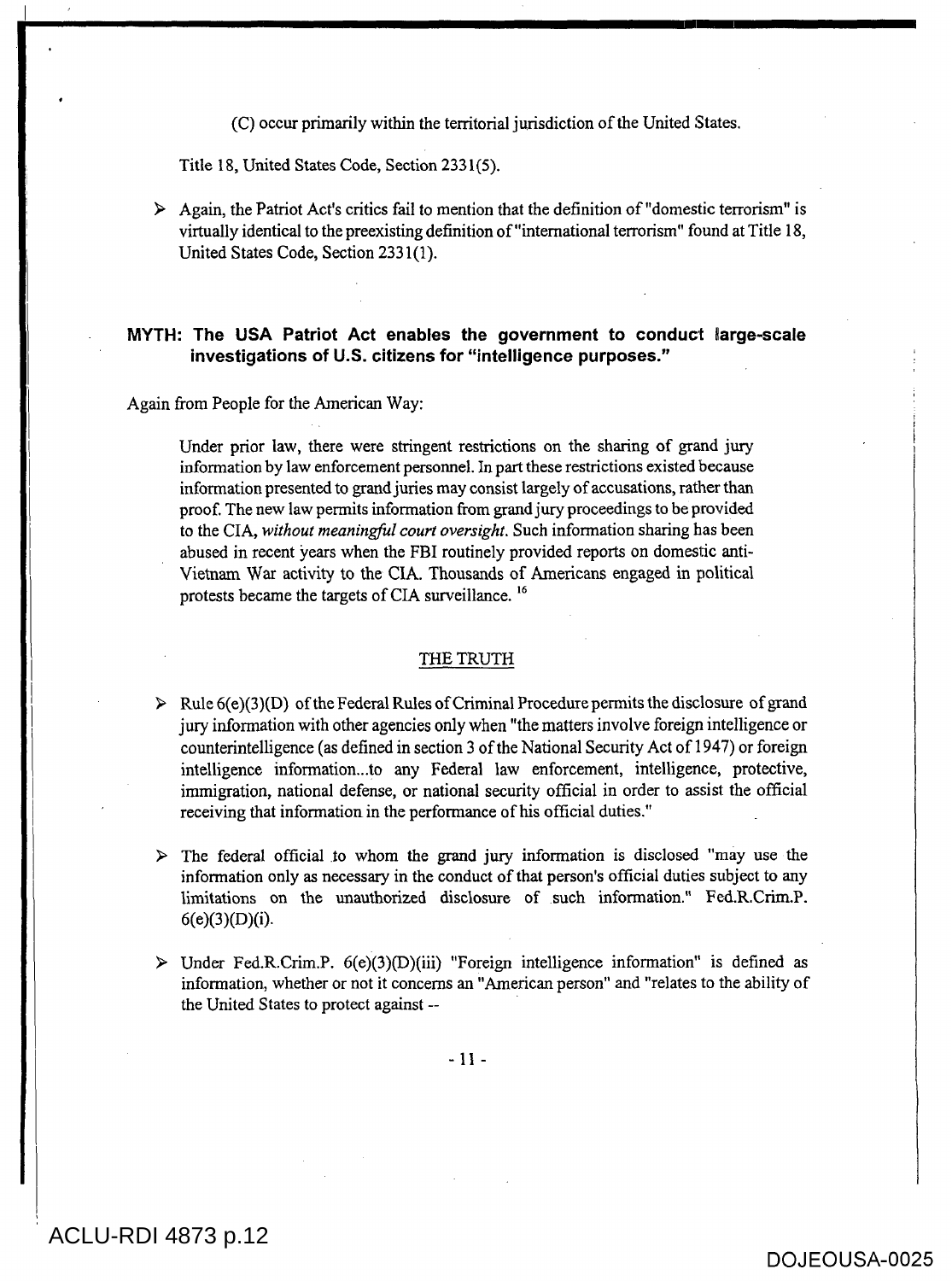(C) occur primarily within the territorial jurisdiction of the United States.

Title 18, United States Code, Section 2331(5).

- Again, the Patriot Act's critics fail to mention that the definition of "domestic terrorism" is virtually identical to the preexisting definition of "international terrorism" found at Title 18, United States Code, Section 2331(1).

## MYTH: The USA Patriot Act enables the government to conduct large-scale investigations of U.S. citizens for "intelligence purposes."

Again from People for the American Way:

> Under prior law, there were stringent restrictions on the sharing of grand jury information by law enforcement personnel. In part these restrictions existed because information presented to grand juries may consist largely of accusations, rather than proof. The new law permits information from grand jury proceedings to be provided to the CIA, *without meaningful court oversight*. Such information sharing has been abused in recent years when the FBI routinely provided reports on domestic anti-Vietnam War activity to the CIA. Thousands of Americans engaged in political protests became the targets of CIA surveillance. [16]

### THE TRUTH

- Rule 6(e)(3)(D) of the Federal Rules of Criminal Procedure permits the disclosure of grand jury information with other agencies only when "the matters involve foreign intelligence or counterintelligence (as defined in section 3 of the National Security Act of 1947) or foreign intelligence information...to any Federal law enforcement, intelligence, protective, immigration, national defense, or national security official in order to assist the official receiving that information in the performance of his official duties."

- The federal official to whom the grand jury information is disclosed "may use the information only as necessary in the conduct of that person's official duties subject to any limitations on the unauthorized disclosure of such information." Fed.R.Crim.P. 6(e)(3)(D)(i).

- Under Fed.R.Crim.P. 6(e)(3)(D)(iii) "Foreign intelligence information" is defined as information, whether or not it concerns an "American person" and "relates to the ability of the United States to protect against --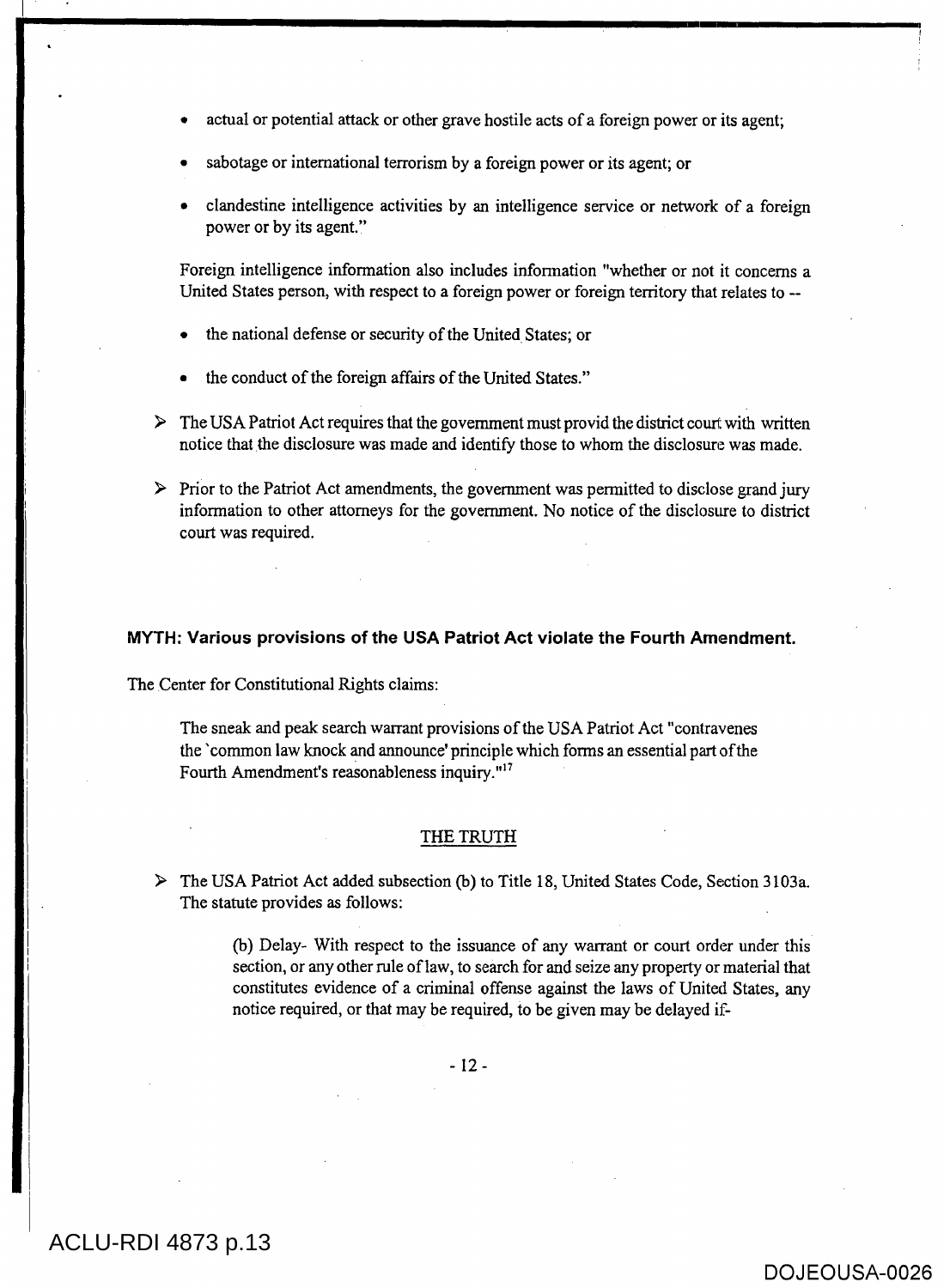- actual or potential attack or other grave hostile acts of a foreign power or its agent;
- sabotage or international terrorism by a foreign power or its agent; or
- clandestine intelligence activities by an intelligence service or network of a foreign power or by its agent."

Foreign intelligence information also includes information "whether or not it concerns a United States person, with respect to a foreign power or foreign territory that relates to --

- the national defense or security of the United States; or
- the conduct of the foreign affairs of the United States."

> The USA Patriot Act requires that the government must provid the district court with written notice that the disclosure was made and identify those to whom the disclosure was made.

> Prior to the Patriot Act amendments, the government was permitted to disclose grand jury information to other attorneys for the government. No notice of the disclosure to district court was required.

**MYTH: Various provisions of the USA Patriot Act violate the Fourth Amendment.**

The Center for Constitutional Rights claims:

> The sneak and peak search warrant provisions of the USA Patriot Act "contravenes the 'common law knock and announce' principle which forms an essential part of the Fourth Amendment's reasonableness inquiry."[17]

<u>THE TRUTH</u>

> The USA Patriot Act added subsection (b) to Title 18, United States Code, Section 3103a. The statute provides as follows:

> (b) Delay- With respect to the issuance of any warrant or court order under this section, or any other rule of law, to search for and seize any property or material that constitutes evidence of a criminal offense against the laws of United States, any notice required, or that may be required, to be given may be delayed if-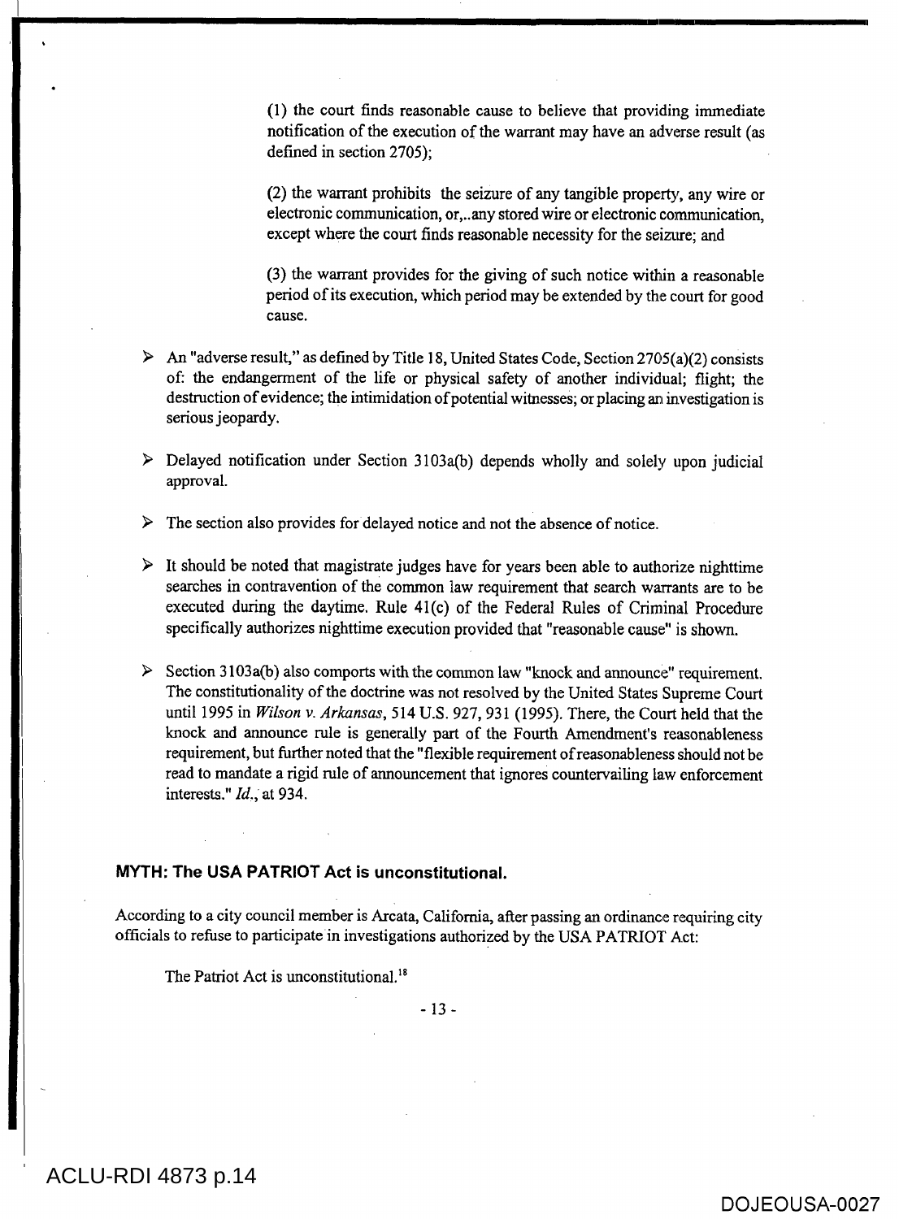> (1) the court finds reasonable cause to believe that providing immediate notification of the execution of the warrant may have an adverse result (as defined in section 2705);
>
> (2) the warrant prohibits the seizure of any tangible property, any wire or electronic communication, or,..any stored wire or electronic communication, except where the court finds reasonable necessity for the seizure; and
>
> (3) the warrant provides for the giving of such notice within a reasonable period of its execution, which period may be extended by the court for good cause.

- An "adverse result," as defined by Title 18, United States Code, Section 2705(a)(2) consists of: the endangerment of the life or physical safety of another individual; flight; the destruction of evidence; the intimidation of potential witnesses; or placing an investigation is serious jeopardy.
- Delayed notification under Section 3103a(b) depends wholly and solely upon judicial approval.
- The section also provides for delayed notice and not the absence of notice.
- It should be noted that magistrate judges have for years been able to authorize nighttime searches in contravention of the common law requirement that search warrants are to be executed during the daytime. Rule 41(c) of the Federal Rules of Criminal Procedure specifically authorizes nighttime execution provided that "reasonable cause" is shown.
- Section 3103a(b) also comports with the common law "knock and announce" requirement. The constitutionality of the doctrine was not resolved by the United States Supreme Court until 1995 in *Wilson v. Arkansas*, 514 U.S. 927, 931 (1995). There, the Court held that the knock and announce rule is generally part of the Fourth Amendment's reasonableness requirement, but further noted that the "flexible requirement of reasonableness should not be read to mandate a rigid rule of announcement that ignores countervailing law enforcement interests." *Id.*, at 934.

### MYTH: The USA PATRIOT Act is unconstitutional.

According to a city council member is Arcata, California, after passing an ordinance requiring city officials to refuse to participate in investigations authorized by the USA PATRIOT Act:

> The Patriot Act is unconstitutional.[18]

ACLU-RDI 4873 p.14

DOJEOUSA-0027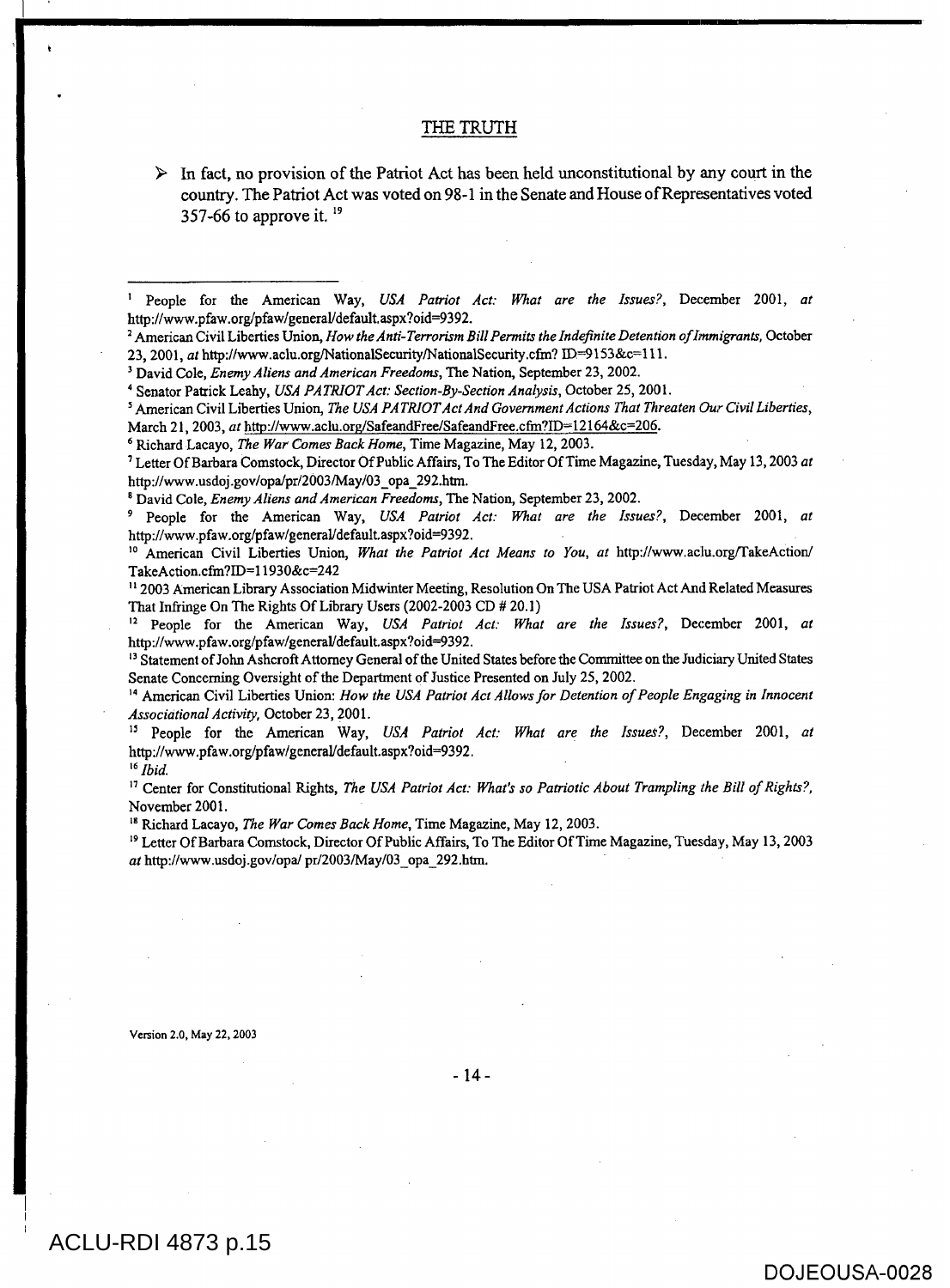## THE TRUTH

- In fact, no provision of the Patriot Act has been held unconstitutional by any court in the country. The Patriot Act was voted on 98-1 in the Senate and House of Representatives voted 357-66 to approve it. [19]

---

[1] People for the American Way, *USA Patriot Act: What are the Issues?*, December 2001, *at* http://www.pfaw.org/pfaw/general/default.aspx?oid=9392.

[2] American Civil Liberties Union, *How the Anti-Terrorism Bill Permits the Indefinite Detention of Immigrants,* October 23, 2001, *at* http://www.aclu.org/NationalSecurity/NationalSecurity.cfm? ID=9153&c=111.

[3] David Cole, *Enemy Aliens and American Freedoms*, The Nation, September 23, 2002.

[4] Senator Patrick Leahy, *USA PATRIOT Act: Section-By-Section Analysis*, October 25, 2001.

[5] American Civil Liberties Union, *The USA PATRIOT Act And Government Actions That Threaten Our Civil Liberties*, March 21, 2003, *at* http://www.aclu.org/SafeandFree/SafeandFree.cfm?ID=12164&c=206.

[6] Richard Lacayo, *The War Comes Back Home*, Time Magazine, May 12, 2003.

[7] Letter Of Barbara Comstock, Director Of Public Affairs, To The Editor Of Time Magazine, Tuesday, May 13, 2003 *at* http://www.usdoj.gov/opa/pr/2003/May/03_opa_292.htm.

[8] David Cole, *Enemy Aliens and American Freedoms*, The Nation, September 23, 2002.

[9] People for the American Way, *USA Patriot Act: What are the Issues?*, December 2001, *at* http://www.pfaw.org/pfaw/general/default.aspx?oid=9392.

[10] American Civil Liberties Union, *What the Patriot Act Means to You*, *at* http://www.aclu.org/TakeAction/TakeAction.cfm?ID=11930&c=242

[11] 2003 American Library Association Midwinter Meeting, Resolution On The USA Patriot Act And Related Measures That Infringe On The Rights Of Library Users (2002-2003 CD # 20.1)

[12] People for the American Way, *USA Patriot Act: What are the Issues?*, December 2001, *at* http://www.pfaw.org/pfaw/general/default.aspx?oid=9392.

[13] Statement of John Ashcroft Attorney General of the United States before the Committee on the Judiciary United States Senate Concerning Oversight of the Department of Justice Presented on July 25, 2002.

[14] American Civil Liberties Union: *How the USA Patriot Act Allows for Detention of People Engaging in Innocent Associational Activity,* October 23, 2001.

[15] People for the American Way, *USA Patriot Act: What are the Issues?*, December 2001, *at* http://www.pfaw.org/pfaw/general/default.aspx?oid=9392.

[16] *Ibid.*

[17] Center for Constitutional Rights, *The USA Patriot Act: What's so Patriotic About Trampling the Bill of Rights?*, November 2001.

[18] Richard Lacayo, *The War Comes Back Home*, Time Magazine, May 12, 2003.

[19] Letter Of Barbara Comstock, Director Of Public Affairs, To The Editor Of Time Magazine, Tuesday, May 13, 2003 *at* http://www.usdoj.gov/opa/ pr/2003/May/03_opa_292.htm.

Version 2.0, May 22, 2003

ACLU-RDI 4873 p.15

DOJEOUSA-0028